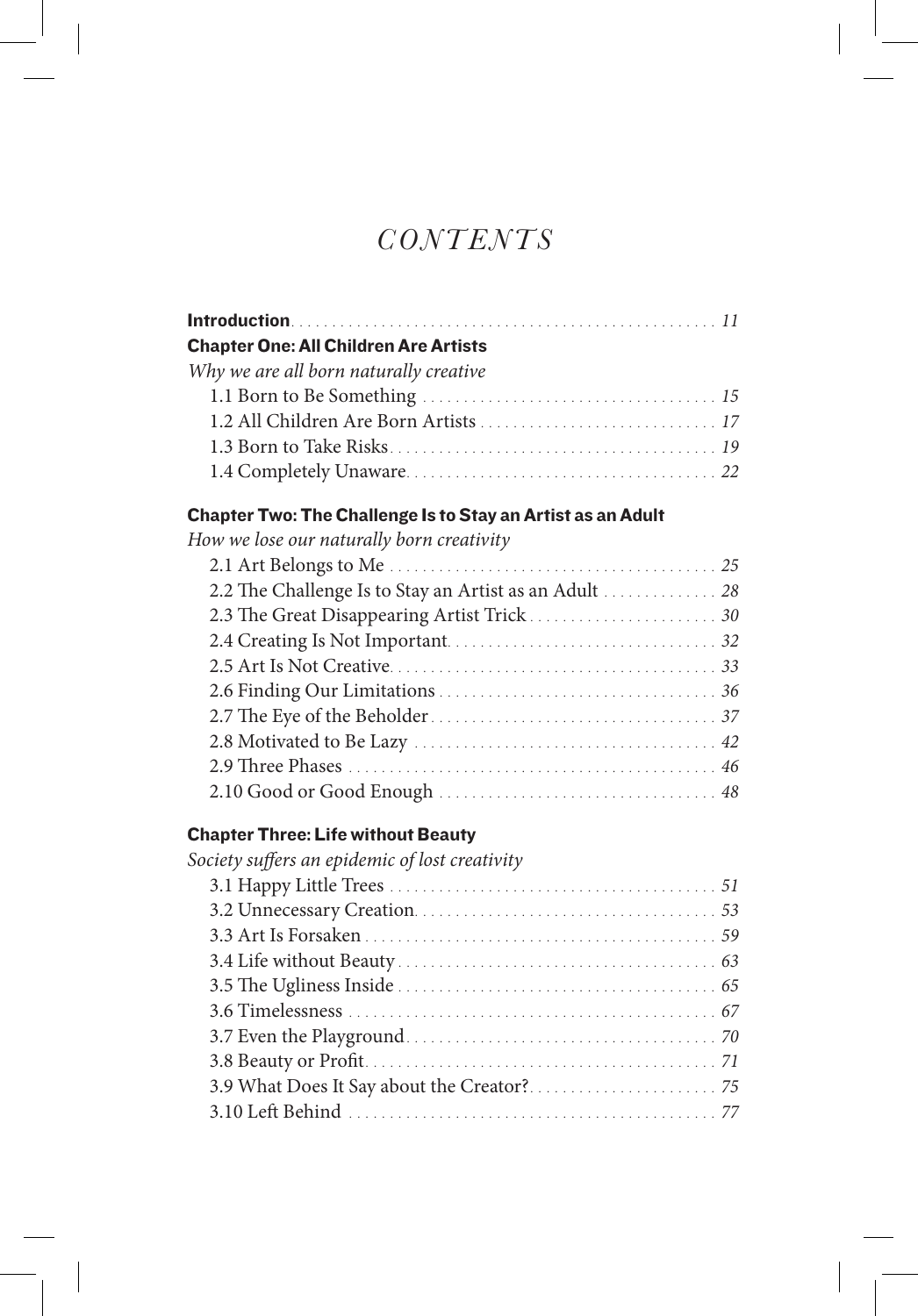# CONTENTS

**Introduction** ... 11

**Chapter One: All Children Are Artists**

*Why we are all born naturally creative*

- 1.1 Born to Be Something ... 15
- 1.2 All Children Are Born Artists ... 17
- 1.3 Born to Take Risks ... 19
- 1.4 Completely Unaware ... 22

**Chapter Two: The Challenge Is to Stay an Artist as an Adult**

*How we lose our naturally born creativity*

- 2.1 Art Belongs to Me ... 25
- 2.2 The Challenge Is to Stay an Artist as an Adult ... 28
- 2.3 The Great Disappearing Artist Trick ... 30
- 2.4 Creating Is Not Important ... 32
- 2.5 Art Is Not Creative ... 33
- 2.6 Finding Our Limitations ... 36
- 2.7 The Eye of the Beholder ... 37
- 2.8 Motivated to Be Lazy ... 42
- 2.9 Three Phases ... 46
- 2.10 Good or Good Enough ... 48

**Chapter Three: Life without Beauty**

*Society suffers an epidemic of lost creativity*

- 3.1 Happy Little Trees ... 51
- 3.2 Unnecessary Creation ... 53
- 3.3 Art Is Forsaken ... 59
- 3.4 Life without Beauty ... 63
- 3.5 The Ugliness Inside ... 65
- 3.6 Timelessness ... 67
- 3.7 Even the Playground ... 70
- 3.8 Beauty or Profit ... 71
- 3.9 What Does It Say about the Creator? ... 75
- 3.10 Left Behind ... 77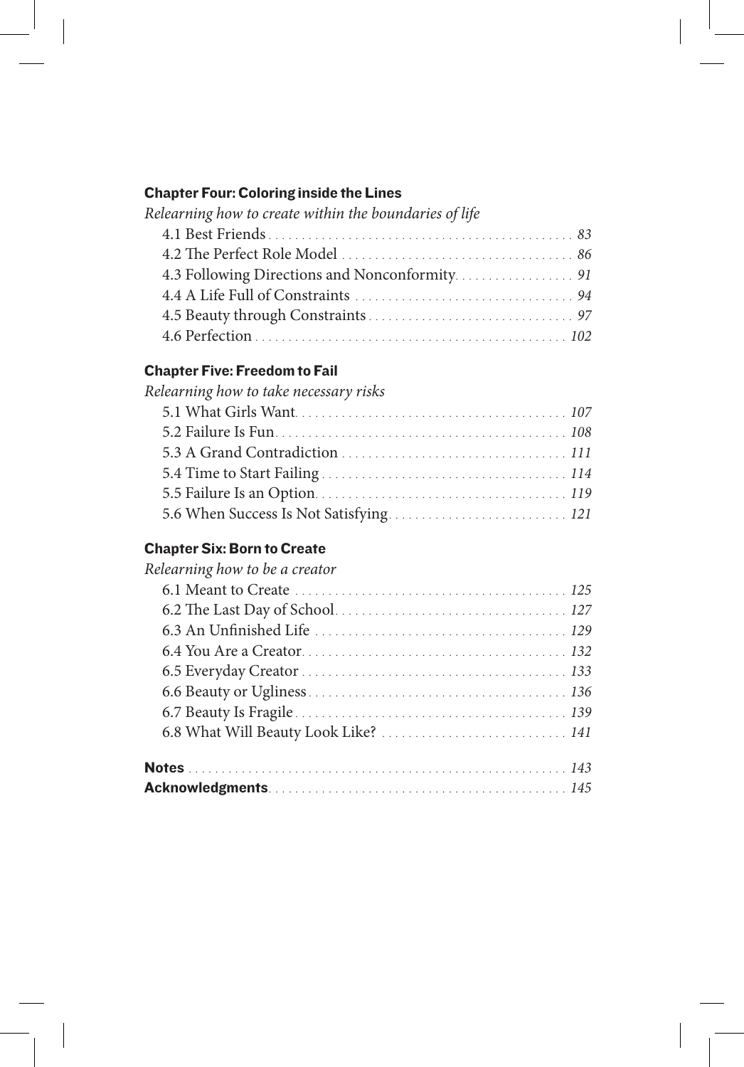**Chapter Four: Coloring inside the Lines**

*Relearning how to create within the boundaries of life*

- 4.1 Best Friends . . . . . . . . . . 83
- 4.2 The Perfect Role Model . . . . . . . . . . 86
- 4.3 Following Directions and Nonconformity . . . . . . . . . . 91
- 4.4 A Life Full of Constraints . . . . . . . . . . 94
- 4.5 Beauty through Constraints . . . . . . . . . . 97
- 4.6 Perfection . . . . . . . . . . 102

**Chapter Five: Freedom to Fail**

*Relearning how to take necessary risks*

- 5.1 What Girls Want . . . . . . . . . . 107
- 5.2 Failure Is Fun . . . . . . . . . . 108
- 5.3 A Grand Contradiction . . . . . . . . . . 111
- 5.4 Time to Start Failing . . . . . . . . . . 114
- 5.5 Failure Is an Option . . . . . . . . . . 119
- 5.6 When Success Is Not Satisfying . . . . . . . . . . 121

**Chapter Six: Born to Create**

*Relearning how to be a creator*

- 6.1 Meant to Create . . . . . . . . . . 125
- 6.2 The Last Day of School . . . . . . . . . . 127
- 6.3 An Unfinished Life . . . . . . . . . . 129
- 6.4 You Are a Creator . . . . . . . . . . 132
- 6.5 Everyday Creator . . . . . . . . . . 133
- 6.6 Beauty or Ugliness . . . . . . . . . . 136
- 6.7 Beauty Is Fragile . . . . . . . . . . 139
- 6.8 What Will Beauty Look Like? . . . . . . . . . . 141

**Notes** . . . . . . . . . . 143

**Acknowledgments** . . . . . . . . . . 145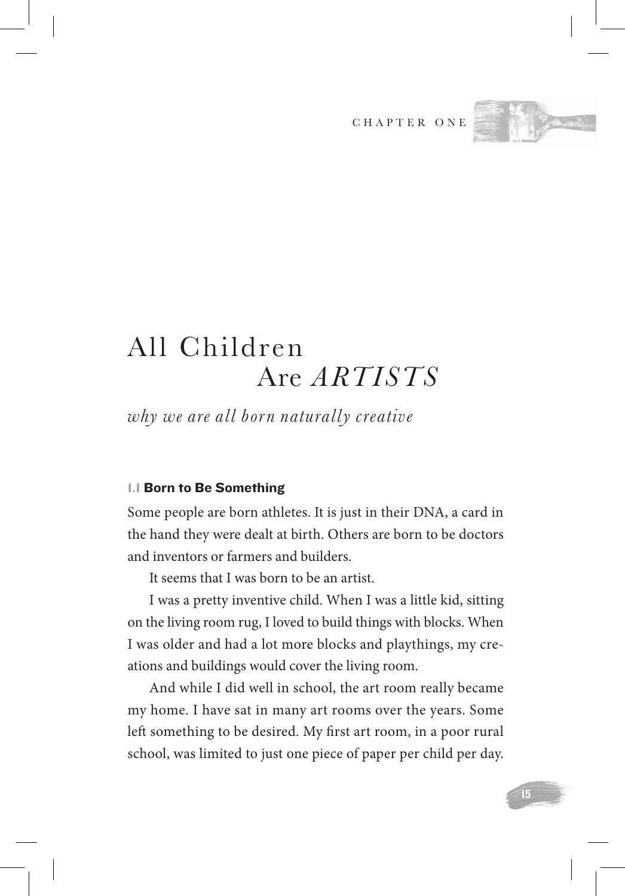CHAPTER ONE

# All Children Are *ARTISTS*

*why we are all born naturally creative*

### 1.1 Born to Be Something

Some people are born athletes. It is just in their DNA, a card in the hand they were dealt at birth. Others are born to be doctors and inventors or farmers and builders.

It seems that I was born to be an artist.

I was a pretty inventive child. When I was a little kid, sitting on the living room rug, I loved to build things with blocks. When I was older and had a lot more blocks and playthings, my creations and buildings would cover the living room.

And while I did well in school, the art room really became my home. I have sat in many art rooms over the years. Some left something to be desired. My first art room, in a poor rural school, was limited to just one piece of paper per child per day.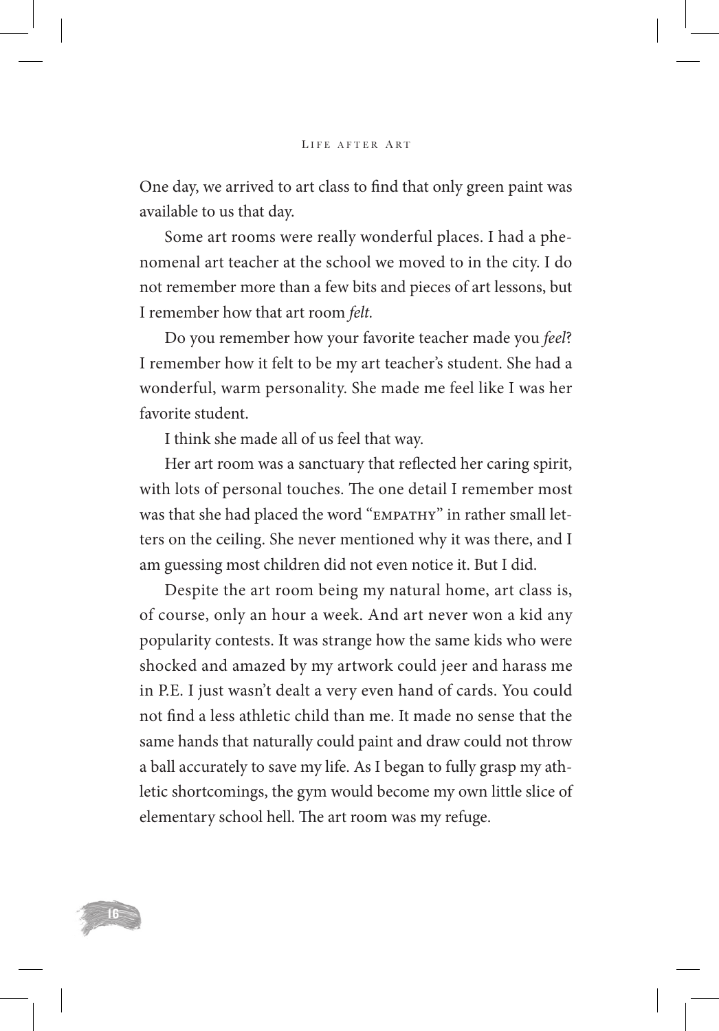One day, we arrived to art class to find that only green paint was available to us that day.

Some art rooms were really wonderful places. I had a phenomenal art teacher at the school we moved to in the city. I do not remember more than a few bits and pieces of art lessons, but I remember how that art room *felt.*

Do you remember how your favorite teacher made you *feel*? I remember how it felt to be my art teacher's student. She had a wonderful, warm personality. She made me feel like I was her favorite student.

I think she made all of us feel that way.

Her art room was a sanctuary that reflected her caring spirit, with lots of personal touches. The one detail I remember most was that she had placed the word "EMPATHY" in rather small letters on the ceiling. She never mentioned why it was there, and I am guessing most children did not even notice it. But I did.

Despite the art room being my natural home, art class is, of course, only an hour a week. And art never won a kid any popularity contests. It was strange how the same kids who were shocked and amazed by my artwork could jeer and harass me in P.E. I just wasn't dealt a very even hand of cards. You could not find a less athletic child than me. It made no sense that the same hands that naturally could paint and draw could not throw a ball accurately to save my life. As I began to fully grasp my athletic shortcomings, the gym would become my own little slice of elementary school hell. The art room was my refuge.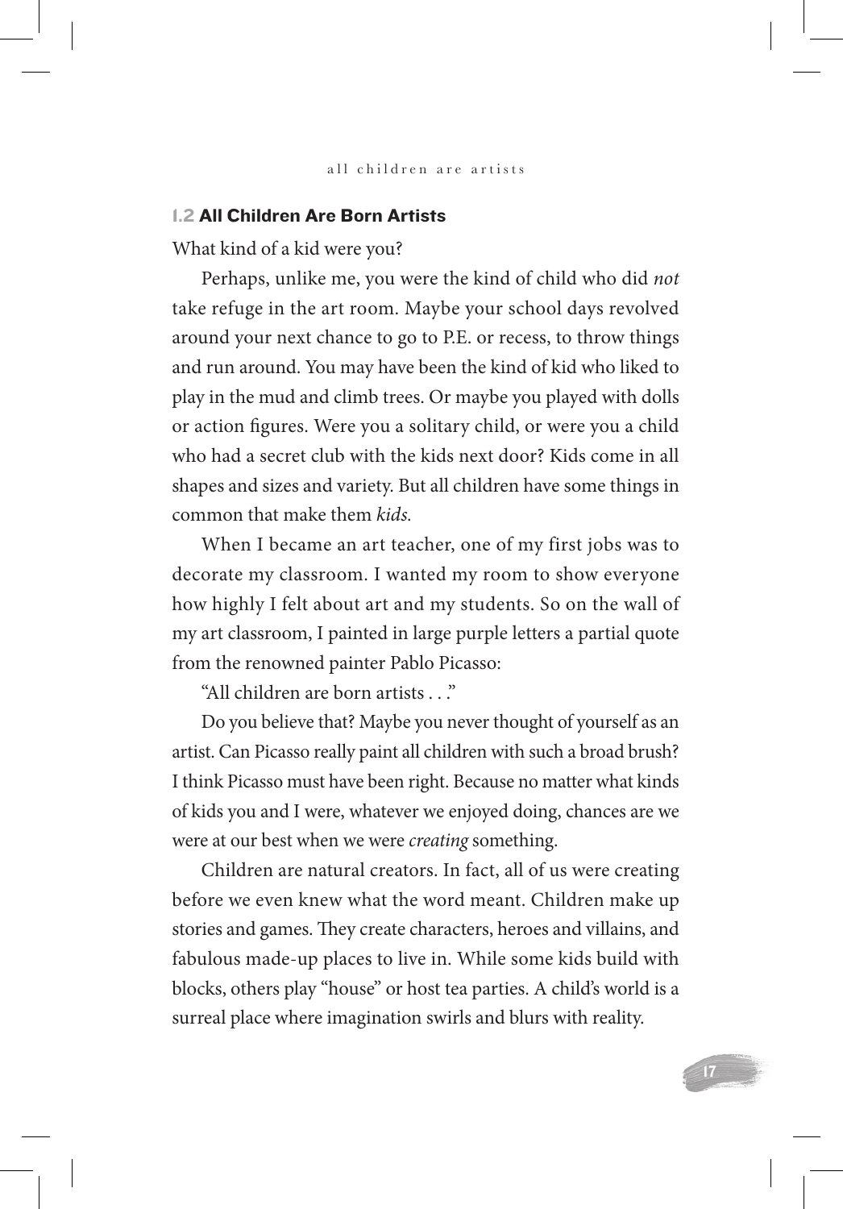## 1.2 All Children Are Born Artists

What kind of a kid were you?

Perhaps, unlike me, you were the kind of child who did *not* take refuge in the art room. Maybe your school days revolved around your next chance to go to P.E. or recess, to throw things and run around. You may have been the kind of kid who liked to play in the mud and climb trees. Or maybe you played with dolls or action figures. Were you a solitary child, or were you a child who had a secret club with the kids next door? Kids come in all shapes and sizes and variety. But all children have some things in common that make them *kids*.

When I became an art teacher, one of my first jobs was to decorate my classroom. I wanted my room to show everyone how highly I felt about art and my students. So on the wall of my art classroom, I painted in large purple letters a partial quote from the renowned painter Pablo Picasso:

"All children are born artists . . ."

Do you believe that? Maybe you never thought of yourself as an artist. Can Picasso really paint all children with such a broad brush? I think Picasso must have been right. Because no matter what kinds of kids you and I were, whatever we enjoyed doing, chances are we were at our best when we were *creating* something.

Children are natural creators. In fact, all of us were creating before we even knew what the word meant. Children make up stories and games. They create characters, heroes and villains, and fabulous made-up places to live in. While some kids build with blocks, others play "house" or host tea parties. A child's world is a surreal place where imagination swirls and blurs with reality.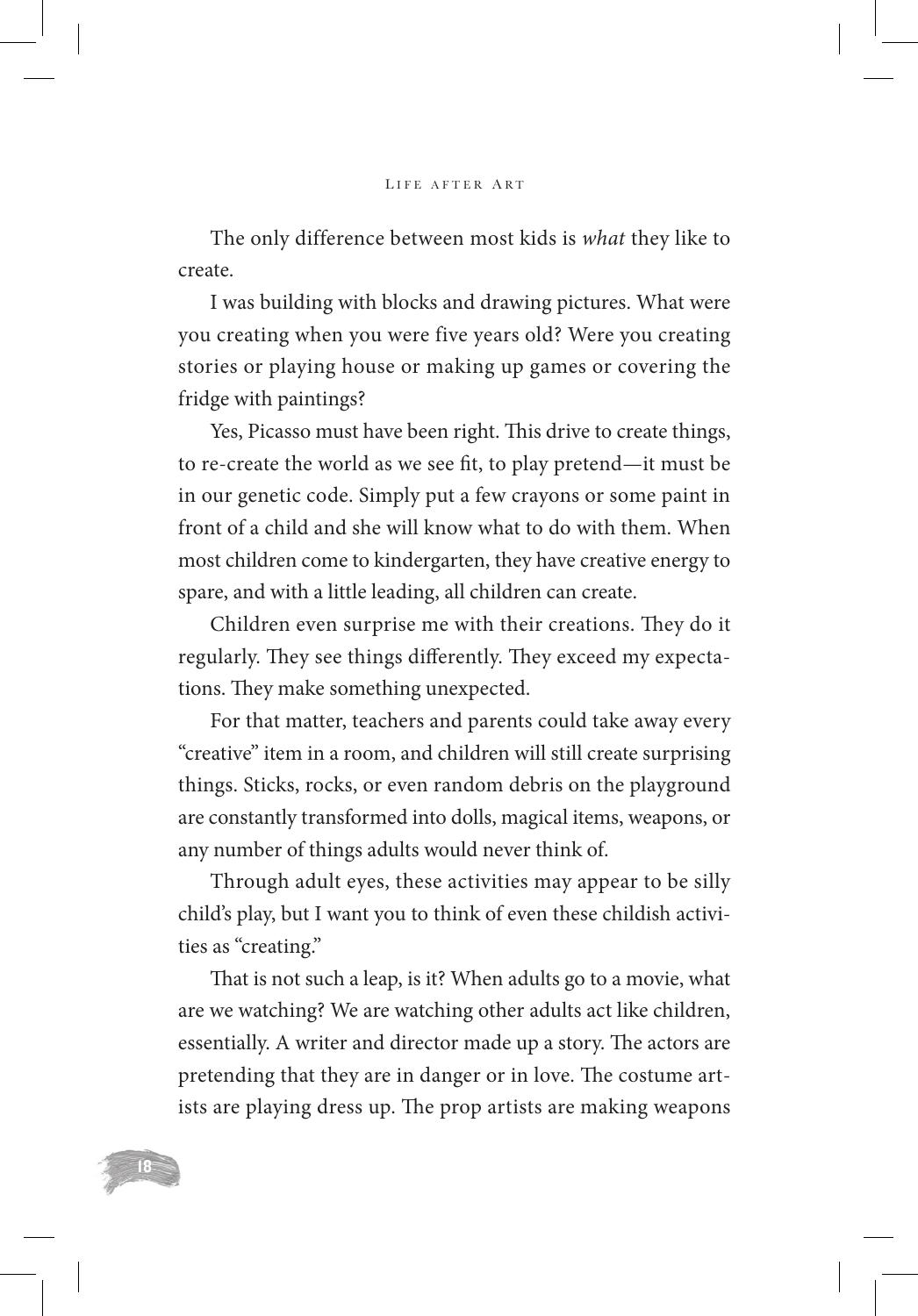The only difference between most kids is *what* they like to create.

I was building with blocks and drawing pictures. What were you creating when you were five years old? Were you creating stories or playing house or making up games or covering the fridge with paintings?

Yes, Picasso must have been right. This drive to create things, to re-create the world as we see fit, to play pretend—it must be in our genetic code. Simply put a few crayons or some paint in front of a child and she will know what to do with them. When most children come to kindergarten, they have creative energy to spare, and with a little leading, all children can create.

Children even surprise me with their creations. They do it regularly. They see things differently. They exceed my expectations. They make something unexpected.

For that matter, teachers and parents could take away every "creative" item in a room, and children will still create surprising things. Sticks, rocks, or even random debris on the playground are constantly transformed into dolls, magical items, weapons, or any number of things adults would never think of.

Through adult eyes, these activities may appear to be silly child's play, but I want you to think of even these childish activities as "creating."

That is not such a leap, is it? When adults go to a movie, what are we watching? We are watching other adults act like children, essentially. A writer and director made up a story. The actors are pretending that they are in danger or in love. The costume artists are playing dress up. The prop artists are making weapons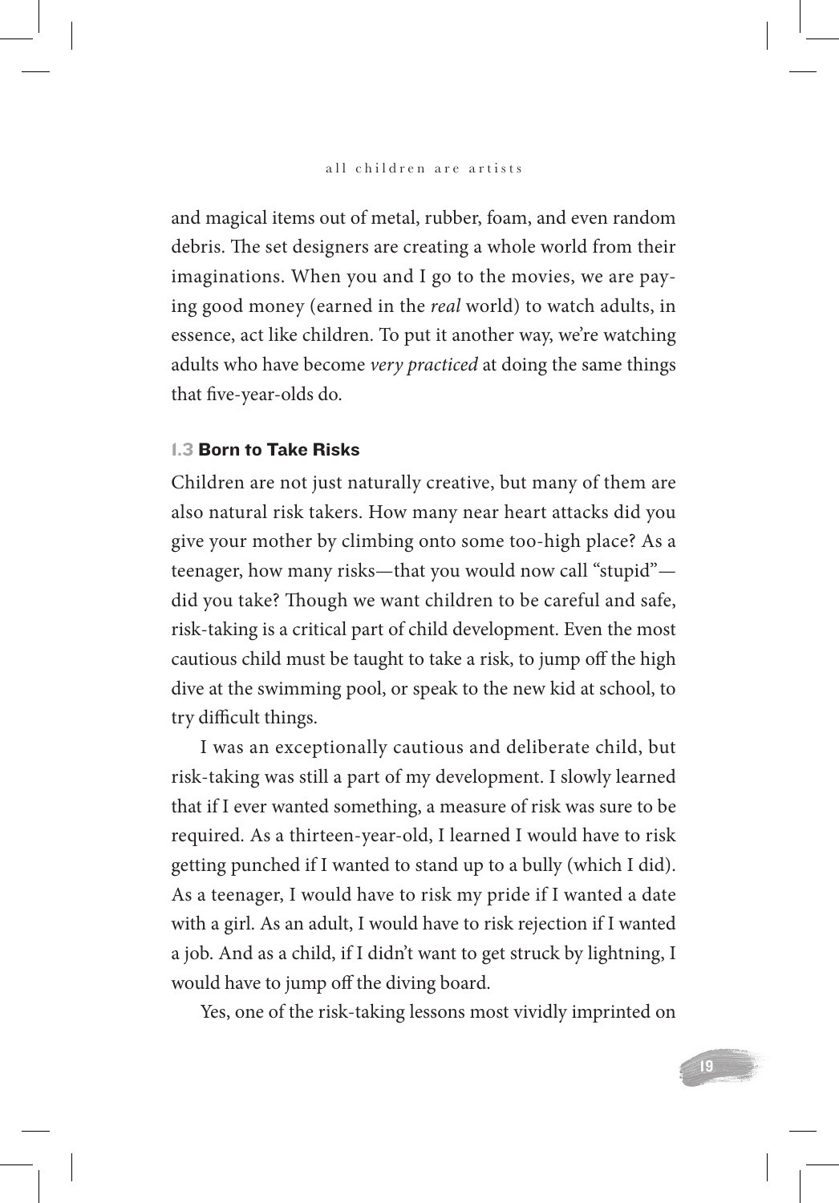and magical items out of metal, rubber, foam, and even random debris. The set designers are creating a whole world from their imaginations. When you and I go to the movies, we are paying good money (earned in the *real* world) to watch adults, in essence, act like children. To put it another way, we're watching adults who have become *very practiced* at doing the same things that five-year-olds do.

### 1.3 Born to Take Risks

Children are not just naturally creative, but many of them are also natural risk takers. How many near heart attacks did you give your mother by climbing onto some too-high place? As a teenager, how many risks—that you would now call "stupid"—did you take? Though we want children to be careful and safe, risk-taking is a critical part of child development. Even the most cautious child must be taught to take a risk, to jump off the high dive at the swimming pool, or speak to the new kid at school, to try difficult things.

I was an exceptionally cautious and deliberate child, but risk-taking was still a part of my development. I slowly learned that if I ever wanted something, a measure of risk was sure to be required. As a thirteen-year-old, I learned I would have to risk getting punched if I wanted to stand up to a bully (which I did). As a teenager, I would have to risk my pride if I wanted a date with a girl. As an adult, I would have to risk rejection if I wanted a job. And as a child, if I didn't want to get struck by lightning, I would have to jump off the diving board.

Yes, one of the risk-taking lessons most vividly imprinted on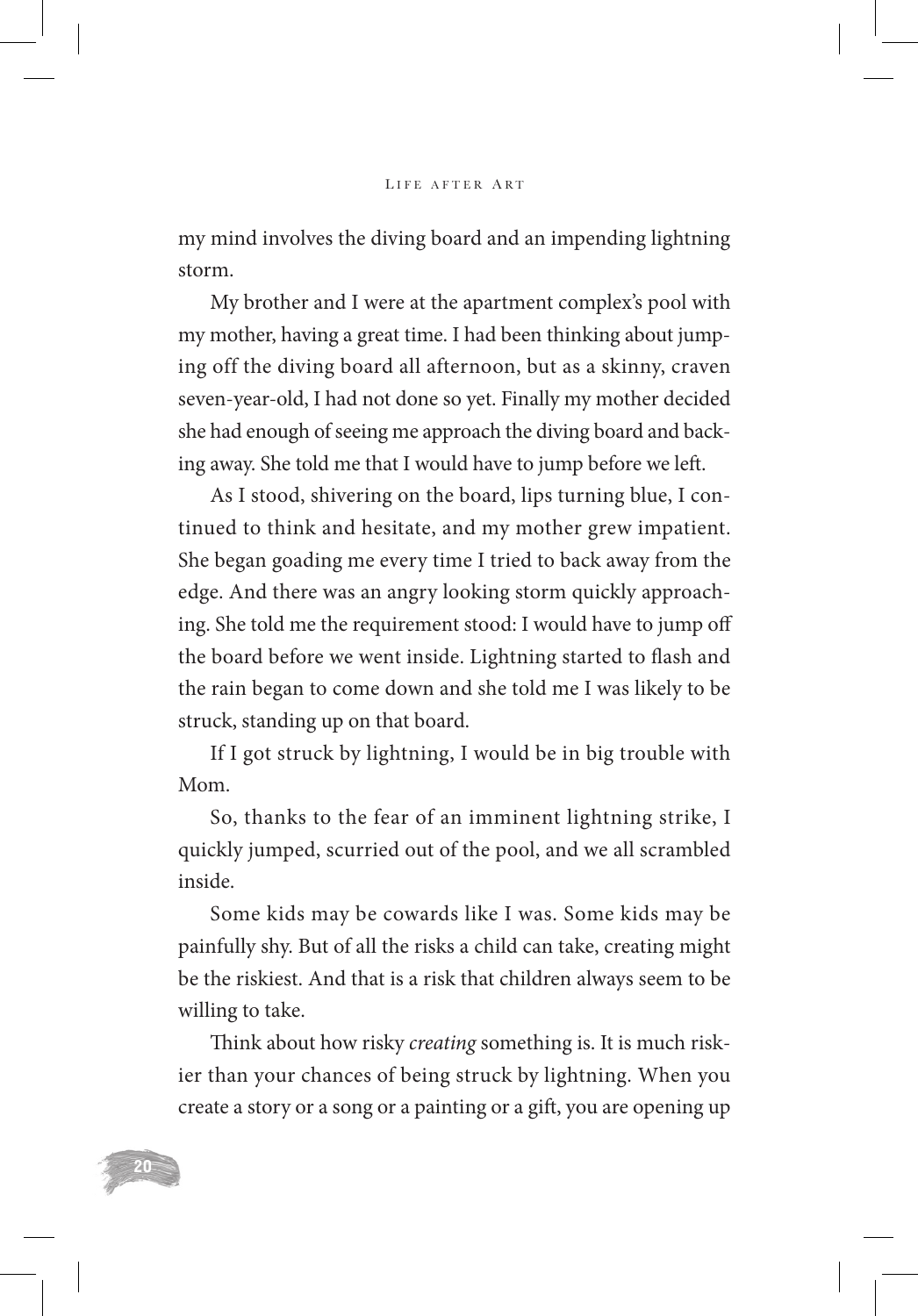my mind involves the diving board and an impending lightning storm.

My brother and I were at the apartment complex's pool with my mother, having a great time. I had been thinking about jumping off the diving board all afternoon, but as a skinny, craven seven-year-old, I had not done so yet. Finally my mother decided she had enough of seeing me approach the diving board and backing away. She told me that I would have to jump before we left.

As I stood, shivering on the board, lips turning blue, I continued to think and hesitate, and my mother grew impatient. She began goading me every time I tried to back away from the edge. And there was an angry looking storm quickly approaching. She told me the requirement stood: I would have to jump off the board before we went inside. Lightning started to flash and the rain began to come down and she told me I was likely to be struck, standing up on that board.

If I got struck by lightning, I would be in big trouble with Mom.

So, thanks to the fear of an imminent lightning strike, I quickly jumped, scurried out of the pool, and we all scrambled inside.

Some kids may be cowards like I was. Some kids may be painfully shy. But of all the risks a child can take, creating might be the riskiest. And that is a risk that children always seem to be willing to take.

Think about how risky *creating* something is. It is much riskier than your chances of being struck by lightning. When you create a story or a song or a painting or a gift, you are opening up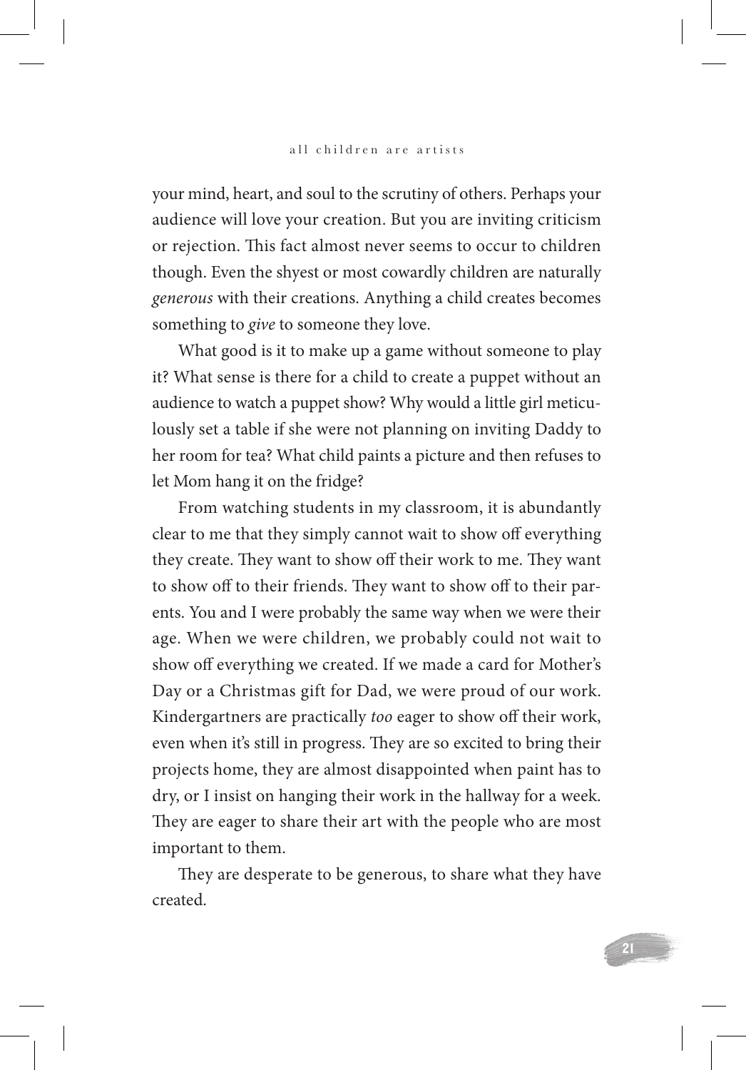your mind, heart, and soul to the scrutiny of others. Perhaps your audience will love your creation. But you are inviting criticism or rejection. This fact almost never seems to occur to children though. Even the shyest or most cowardly children are naturally *generous* with their creations. Anything a child creates becomes something to *give* to someone they love.

What good is it to make up a game without someone to play it? What sense is there for a child to create a puppet without an audience to watch a puppet show? Why would a little girl meticulously set a table if she were not planning on inviting Daddy to her room for tea? What child paints a picture and then refuses to let Mom hang it on the fridge?

From watching students in my classroom, it is abundantly clear to me that they simply cannot wait to show off everything they create. They want to show off their work to me. They want to show off to their friends. They want to show off to their parents. You and I were probably the same way when we were their age. When we were children, we probably could not wait to show off everything we created. If we made a card for Mother's Day or a Christmas gift for Dad, we were proud of our work. Kindergartners are practically *too* eager to show off their work, even when it's still in progress. They are so excited to bring their projects home, they are almost disappointed when paint has to dry, or I insist on hanging their work in the hallway for a week. They are eager to share their art with the people who are most important to them.

They are desperate to be generous, to share what they have created.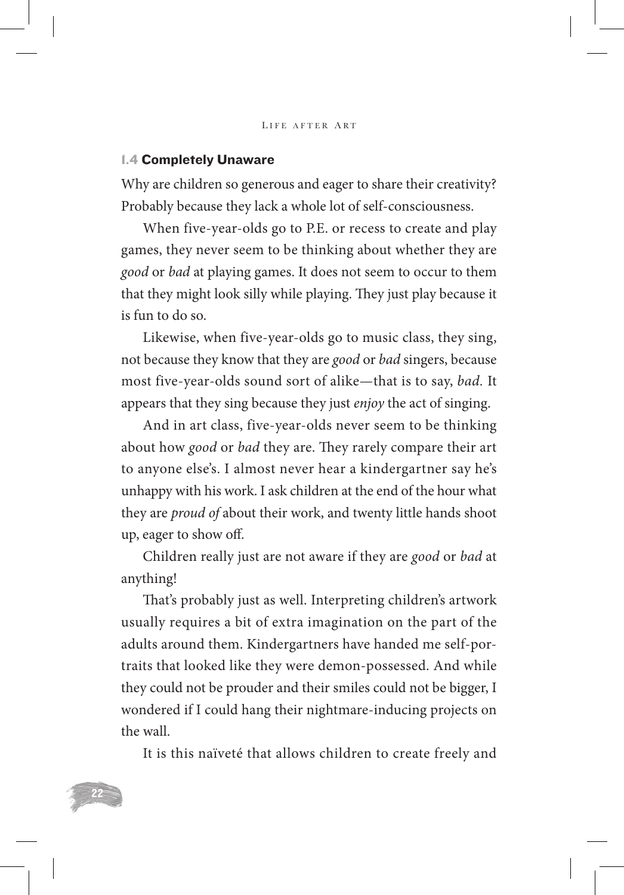### 1.4 Completely Unaware

Why are children so generous and eager to share their creativity? Probably because they lack a whole lot of self-consciousness.

When five-year-olds go to P.E. or recess to create and play games, they never seem to be thinking about whether they are *good* or *bad* at playing games. It does not seem to occur to them that they might look silly while playing. They just play because it is fun to do so.

Likewise, when five-year-olds go to music class, they sing, not because they know that they are *good* or *bad* singers, because most five-year-olds sound sort of alike—that is to say, *bad*. It appears that they sing because they just *enjoy* the act of singing.

And in art class, five-year-olds never seem to be thinking about how *good* or *bad* they are. They rarely compare their art to anyone else's. I almost never hear a kindergartner say he's unhappy with his work. I ask children at the end of the hour what they are *proud of* about their work, and twenty little hands shoot up, eager to show off.

Children really just are not aware if they are *good* or *bad* at anything!

That's probably just as well. Interpreting children's artwork usually requires a bit of extra imagination on the part of the adults around them. Kindergartners have handed me self-portraits that looked like they were demon-possessed. And while they could not be prouder and their smiles could not be bigger, I wondered if I could hang their nightmare-inducing projects on the wall.

It is this naïveté that allows children to create freely and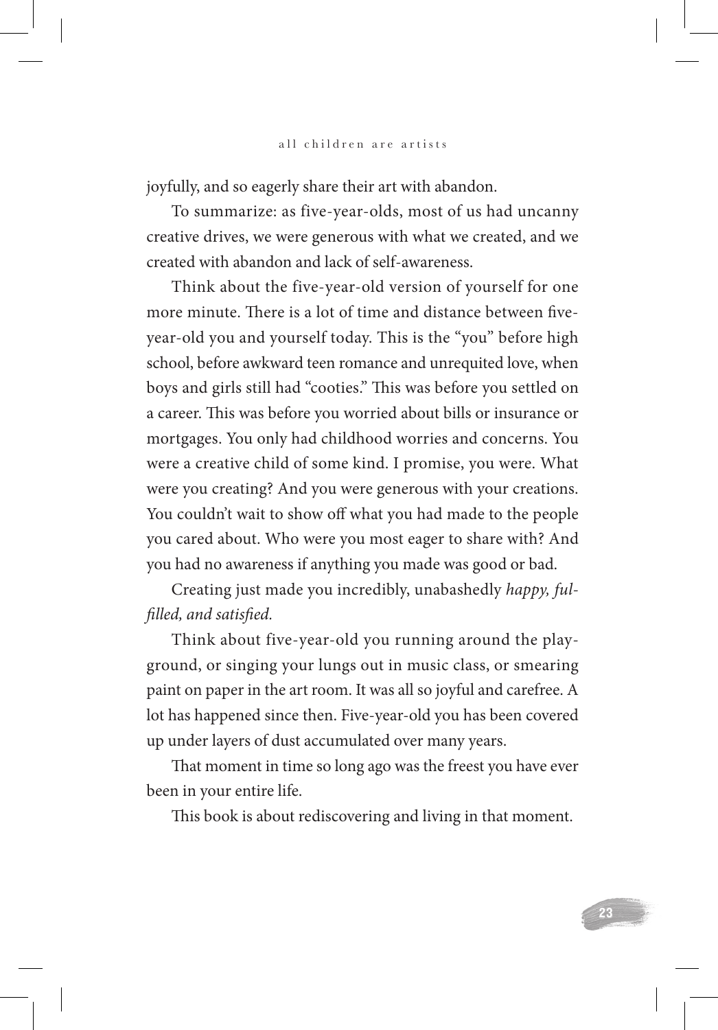joyfully, and so eagerly share their art with abandon.

To summarize: as five-year-olds, most of us had uncanny creative drives, we were generous with what we created, and we created with abandon and lack of self-awareness.

Think about the five-year-old version of yourself for one more minute. There is a lot of time and distance between five-year-old you and yourself today. This is the "you" before high school, before awkward teen romance and unrequited love, when boys and girls still had "cooties." This was before you settled on a career. This was before you worried about bills or insurance or mortgages. You only had childhood worries and concerns. You were a creative child of some kind. I promise, you were. What were you creating? And you were generous with your creations. You couldn't wait to show off what you had made to the people you cared about. Who were you most eager to share with? And you had no awareness if anything you made was good or bad.

Creating just made you incredibly, unabashedly *happy, fulfilled, and satisfied.*

Think about five-year-old you running around the playground, or singing your lungs out in music class, or smearing paint on paper in the art room. It was all so joyful and carefree. A lot has happened since then. Five-year-old you has been covered up under layers of dust accumulated over many years.

That moment in time so long ago was the freest you have ever been in your entire life.

This book is about rediscovering and living in that moment.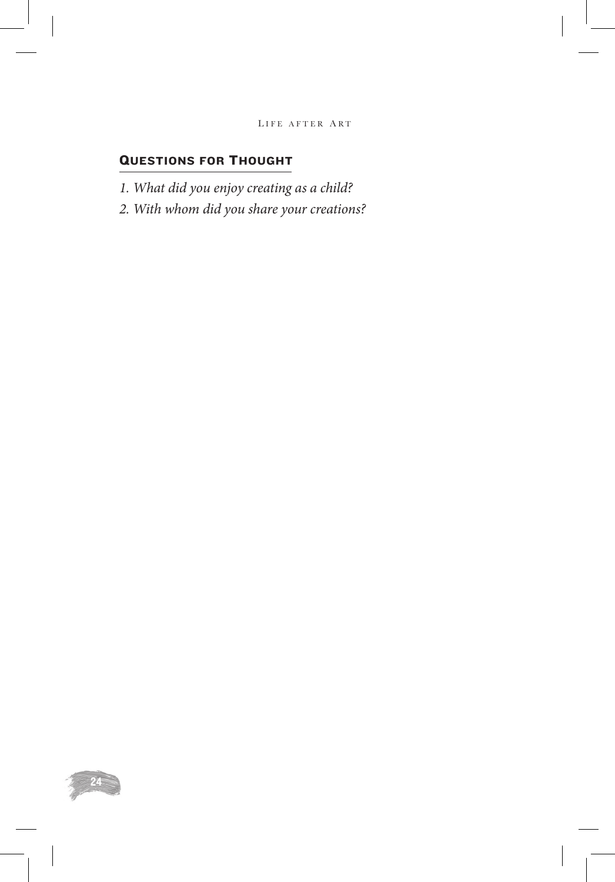## Questions for Thought

*1. What did you enjoy creating as a child?*

*2. With whom did you share your creations?*